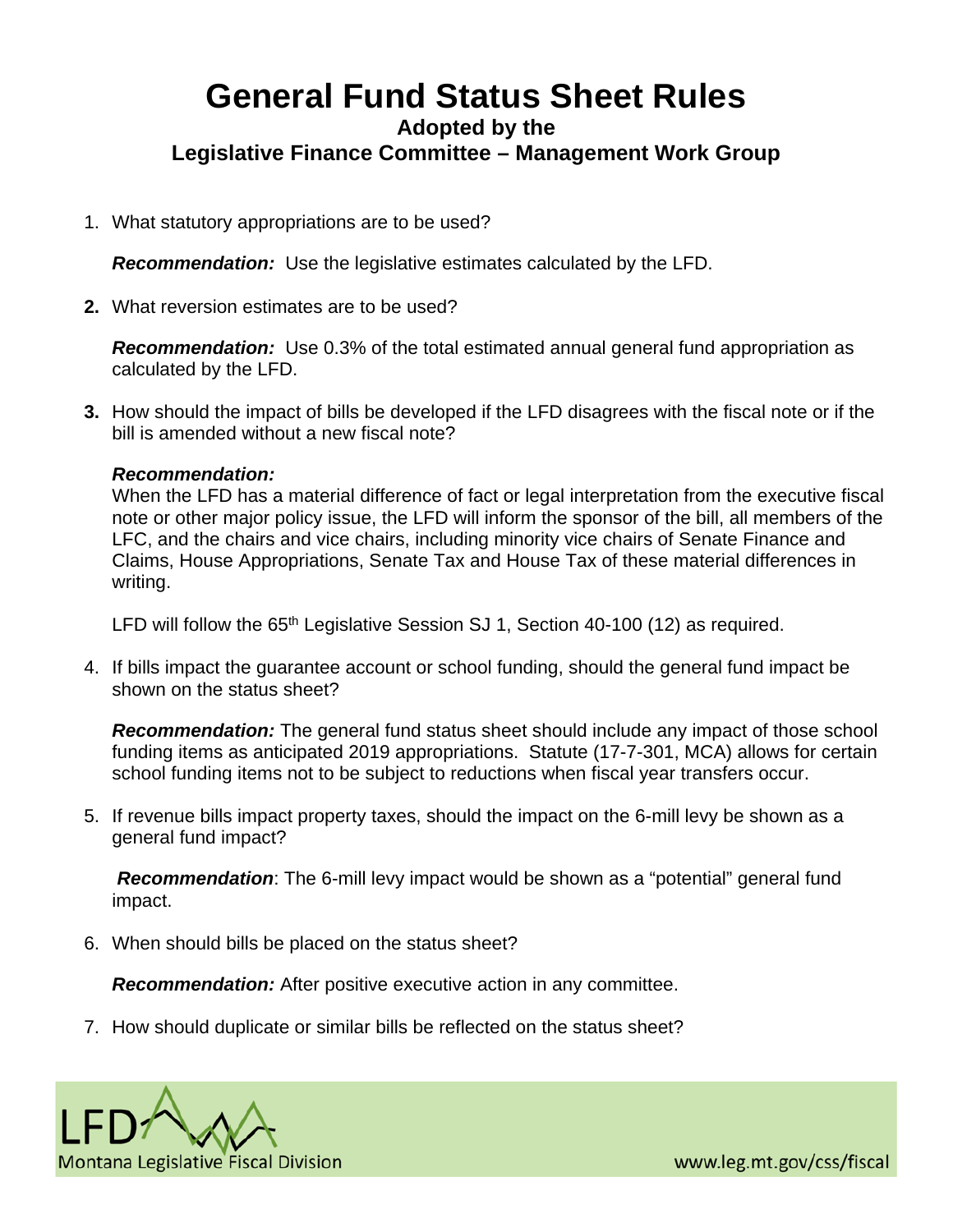# General Fund Status Sheet Rules

### Adopted by the
### Legislative Finance Committee – Management Work Group

1. What statutory appropriations are to be used?

   ***Recommendation:*** Use the legislative estimates calculated by the LFD.

2. What reversion estimates are to be used?

   ***Recommendation:*** Use 0.3% of the total estimated annual general fund appropriation as calculated by the LFD.

3. How should the impact of bills be developed if the LFD disagrees with the fiscal note or if the bill is amended without a new fiscal note?

   ***Recommendation:***
   When the LFD has a material difference of fact or legal interpretation from the executive fiscal note or other major policy issue, the LFD will inform the sponsor of the bill, all members of the LFC, and the chairs and vice chairs, including minority vice chairs of Senate Finance and Claims, House Appropriations, Senate Tax and House Tax of these material differences in writing.

   LFD will follow the 65th Legislative Session SJ 1, Section 40-100 (12) as required.

4. If bills impact the guarantee account or school funding, should the general fund impact be shown on the status sheet?

   ***Recommendation:*** The general fund status sheet should include any impact of those school funding items as anticipated 2019 appropriations. Statute (17-7-301, MCA) allows for certain school funding items not to be subject to reductions when fiscal year transfers occur.

5. If revenue bills impact property taxes, should the impact on the 6-mill levy be shown as a general fund impact?

   ***Recommendation***: The 6-mill levy impact would be shown as a "potential" general fund impact.

6. When should bills be placed on the status sheet?

   ***Recommendation:*** After positive executive action in any committee.

7. How should duplicate or similar bills be reflected on the status sheet?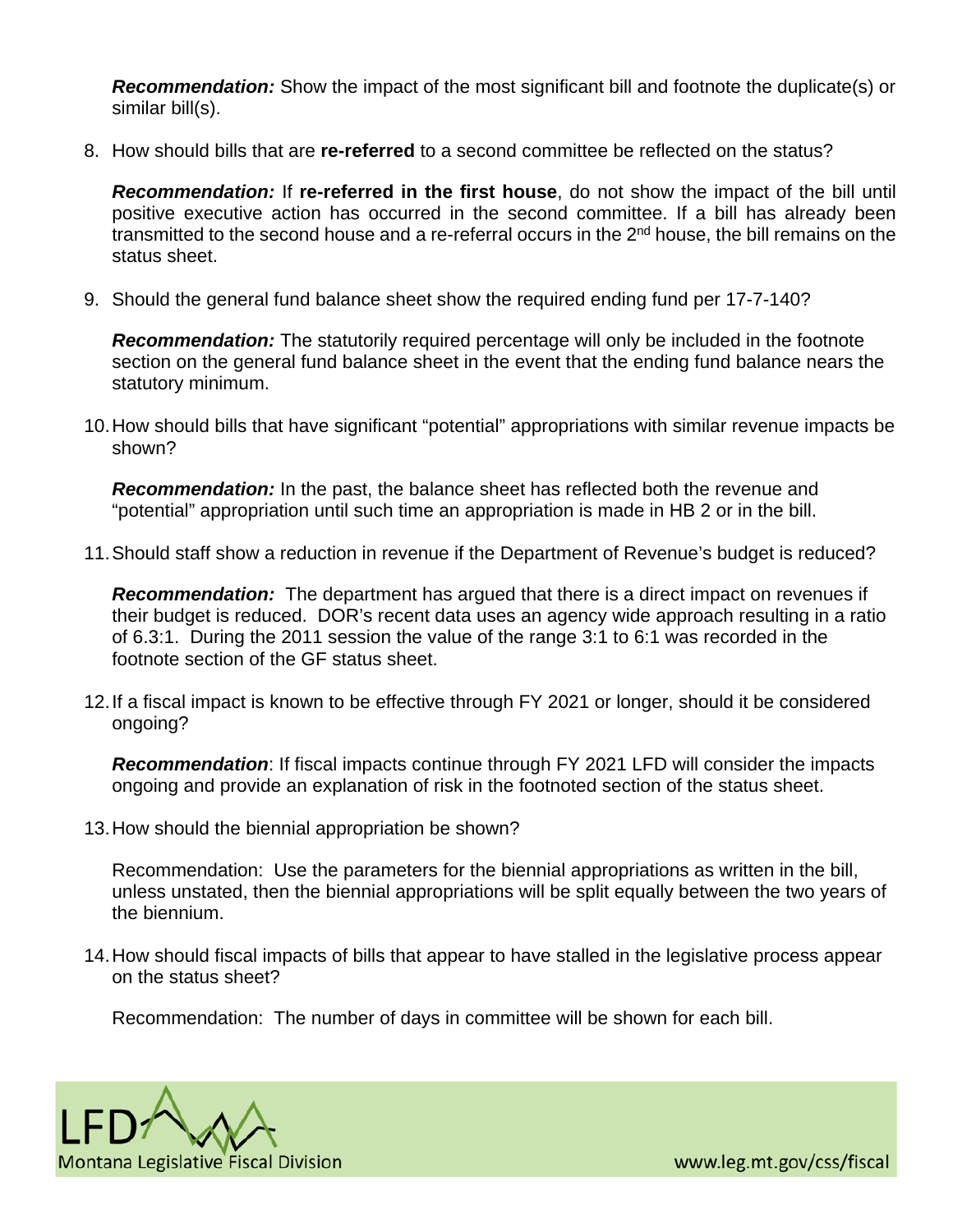***Recommendation:*** Show the impact of the most significant bill and footnote the duplicate(s) or similar bill(s).

8. How should bills that are **re-referred** to a second committee be reflected on the status?

   ***Recommendation:*** If **re-referred in the first house**, do not show the impact of the bill until positive executive action has occurred in the second committee. If a bill has already been transmitted to the second house and a re-referral occurs in the 2nd house, the bill remains on the status sheet.

9. Should the general fund balance sheet show the required ending fund per 17-7-140?

   ***Recommendation:*** The statutorily required percentage will only be included in the footnote section on the general fund balance sheet in the event that the ending fund balance nears the statutory minimum.

10. How should bills that have significant "potential" appropriations with similar revenue impacts be shown?

    ***Recommendation:*** In the past, the balance sheet has reflected both the revenue and "potential" appropriation until such time an appropriation is made in HB 2 or in the bill.

11. Should staff show a reduction in revenue if the Department of Revenue's budget is reduced?

    ***Recommendation:*** The department has argued that there is a direct impact on revenues if their budget is reduced. DOR's recent data uses an agency wide approach resulting in a ratio of 6.3:1. During the 2011 session the value of the range 3:1 to 6:1 was recorded in the footnote section of the GF status sheet.

12. If a fiscal impact is known to be effective through FY 2021 or longer, should it be considered ongoing?

    ***Recommendation***: If fiscal impacts continue through FY 2021 LFD will consider the impacts ongoing and provide an explanation of risk in the footnoted section of the status sheet.

13. How should the biennial appropriation be shown?

    Recommendation: Use the parameters for the biennial appropriations as written in the bill, unless unstated, then the biennial appropriations will be split equally between the two years of the biennium.

14. How should fiscal impacts of bills that appear to have stalled in the legislative process appear on the status sheet?

    Recommendation: The number of days in committee will be shown for each bill.